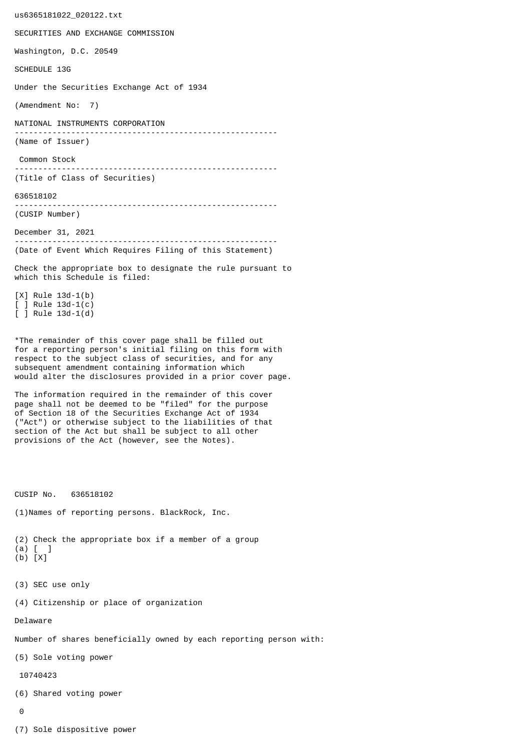us6365181022_020122.txt

SECURITIES AND EXCHANGE COMMISSION

Washington, D.C. 20549

SCHEDULE 13G

Under the Securities Exchange Act of 1934

(Amendment No: 7)

NATIONAL INSTRUMENTS CORPORATION

--------------------------------------------------------

(Name of Issuer)

Common Stock

--------------------------------------------------------

(Title of Class of Securities)

636518102

--------------------------------------------------------

(CUSIP Number)

December 31, 2021

--------------------------------------------------------

(Date of Event Which Requires Filing of this Statement)

Check the appropriate box to designate the rule pursuant to which this Schedule is filed:

[X] Rule 13d-1(b)
[ ] Rule 13d-1(c)
[ ] Rule 13d-1(d)

*The remainder of this cover page shall be filled out for a reporting person's initial filing on this form with respect to the subject class of securities, and for any subsequent amendment containing information which would alter the disclosures provided in a prior cover page.

The information required in the remainder of this cover page shall not be deemed to be "filed" for the purpose of Section 18 of the Securities Exchange Act of 1934 ("Act") or otherwise subject to the liabilities of that section of the Act but shall be subject to all other provisions of the Act (however, see the Notes).

CUSIP No. 636518102

(1)Names of reporting persons. BlackRock, Inc.

(2) Check the appropriate box if a member of a group
(a) [ ]
(b) [X]

(3) SEC use only

(4) Citizenship or place of organization

Delaware

Number of shares beneficially owned by each reporting person with:

(5) Sole voting power

10740423

(6) Shared voting power

0

(7) Sole dispositive power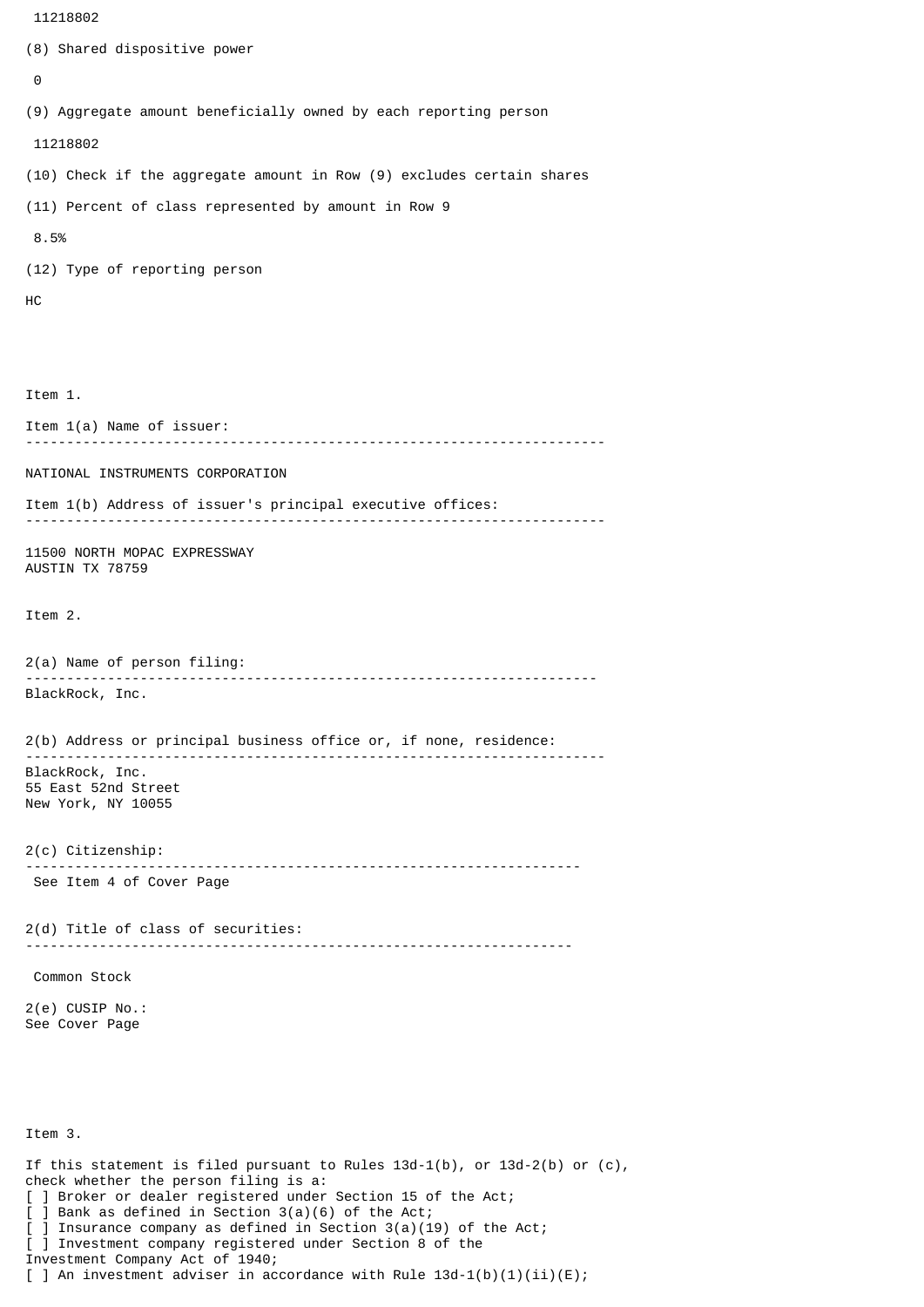11218802

(8) Shared dispositive power

0

(9) Aggregate amount beneficially owned by each reporting person

11218802

(10) Check if the aggregate amount in Row (9) excludes certain shares

(11) Percent of class represented by amount in Row 9

8.5%

(12) Type of reporting person

HC

Item 1.

Item 1(a) Name of issuer:

---

NATIONAL INSTRUMENTS CORPORATION

Item 1(b) Address of issuer's principal executive offices:

---

11500 NORTH MOPAC EXPRESSWAY
AUSTIN TX 78759

Item 2.

2(a) Name of person filing:

---

BlackRock, Inc.

2(b) Address or principal business office or, if none, residence:

---

BlackRock, Inc.
55 East 52nd Street
New York, NY 10055

2(c) Citizenship:

---

See Item 4 of Cover Page

2(d) Title of class of securities:

---

Common Stock

2(e) CUSIP No.:
See Cover Page

Item 3.

If this statement is filed pursuant to Rules 13d-1(b), or 13d-2(b) or (c), check whether the person filing is a:

[ ] Broker or dealer registered under Section 15 of the Act;
[ ] Bank as defined in Section 3(a)(6) of the Act;
[ ] Insurance company as defined in Section 3(a)(19) of the Act;
[ ] Investment company registered under Section 8 of the Investment Company Act of 1940;
[ ] An investment adviser in accordance with Rule 13d-1(b)(1)(ii)(E);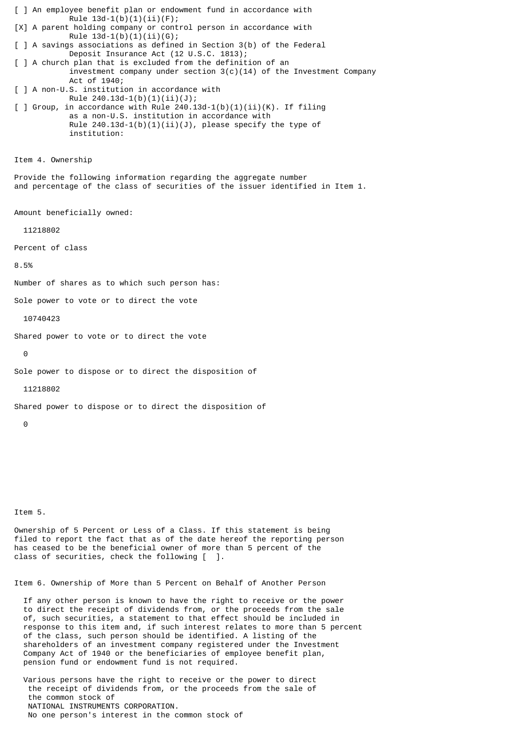[ ] An employee benefit plan or endowment fund in accordance with Rule 13d-1(b)(1)(ii)(F);

[X] A parent holding company or control person in accordance with Rule 13d-1(b)(1)(ii)(G);

[ ] A savings associations as defined in Section 3(b) of the Federal Deposit Insurance Act (12 U.S.C. 1813);

[ ] A church plan that is excluded from the definition of an investment company under section 3(c)(14) of the Investment Company Act of 1940;

[ ] A non-U.S. institution in accordance with Rule 240.13d-1(b)(1)(ii)(J);

[ ] Group, in accordance with Rule 240.13d-1(b)(1)(ii)(K). If filing as a non-U.S. institution in accordance with Rule 240.13d-1(b)(1)(ii)(J), please specify the type of institution:

Item 4. Ownership

Provide the following information regarding the aggregate number and percentage of the class of securities of the issuer identified in Item 1.

Amount beneficially owned:

11218802

Percent of class

8.5%

Number of shares as to which such person has:

Sole power to vote or to direct the vote

10740423

Shared power to vote or to direct the vote

0

Sole power to dispose or to direct the disposition of

11218802

Shared power to dispose or to direct the disposition of

0

Item 5.

Ownership of 5 Percent or Less of a Class. If this statement is being filed to report the fact that as of the date hereof the reporting person has ceased to be the beneficial owner of more than 5 percent of the class of securities, check the following [ ].

Item 6. Ownership of More than 5 Percent on Behalf of Another Person

If any other person is known to have the right to receive or the power to direct the receipt of dividends from, or the proceeds from the sale of, such securities, a statement to that effect should be included in response to this item and, if such interest relates to more than 5 percent of the class, such person should be identified. A listing of the shareholders of an investment company registered under the Investment Company Act of 1940 or the beneficiaries of employee benefit plan, pension fund or endowment fund is not required.

Various persons have the right to receive or the power to direct the receipt of dividends from, or the proceeds from the sale of the common stock of NATIONAL INSTRUMENTS CORPORATION. No one person's interest in the common stock of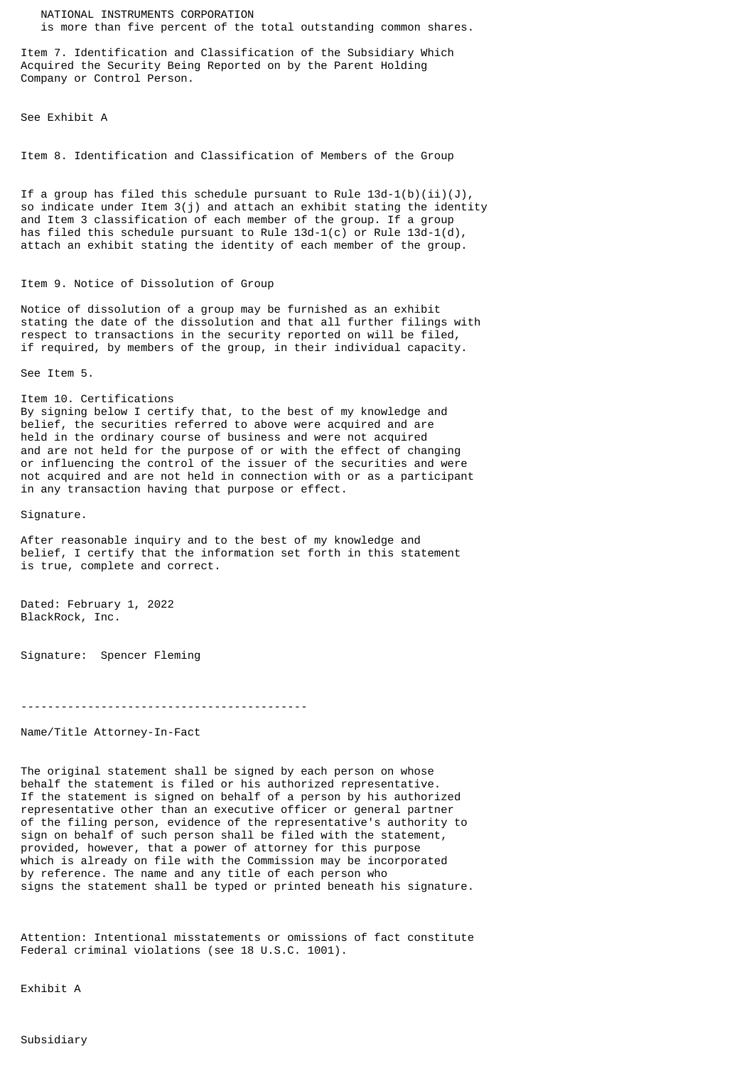NATIONAL INSTRUMENTS CORPORATION
is more than five percent of the total outstanding common shares.

Item 7. Identification and Classification of the Subsidiary Which Acquired the Security Being Reported on by the Parent Holding Company or Control Person.

See Exhibit A

Item 8. Identification and Classification of Members of the Group

If a group has filed this schedule pursuant to Rule 13d-1(b)(ii)(J), so indicate under Item 3(j) and attach an exhibit stating the identity and Item 3 classification of each member of the group. If a group has filed this schedule pursuant to Rule 13d-1(c) or Rule 13d-1(d), attach an exhibit stating the identity of each member of the group.

Item 9. Notice of Dissolution of Group

Notice of dissolution of a group may be furnished as an exhibit stating the date of the dissolution and that all further filings with respect to transactions in the security reported on will be filed, if required, by members of the group, in their individual capacity.

See Item 5.

Item 10. Certifications
By signing below I certify that, to the best of my knowledge and belief, the securities referred to above were acquired and are held in the ordinary course of business and were not acquired and are not held for the purpose of or with the effect of changing or influencing the control of the issuer of the securities and were not acquired and are not held in connection with or as a participant in any transaction having that purpose or effect.

Signature.

After reasonable inquiry and to the best of my knowledge and belief, I certify that the information set forth in this statement is true, complete and correct.

Dated: February 1, 2022
BlackRock, Inc.

Signature: Spencer Fleming

-------------------------------------------

Name/Title Attorney-In-Fact

The original statement shall be signed by each person on whose behalf the statement is filed or his authorized representative. If the statement is signed on behalf of a person by his authorized representative other than an executive officer or general partner of the filing person, evidence of the representative's authority to sign on behalf of such person shall be filed with the statement, provided, however, that a power of attorney for this purpose which is already on file with the Commission may be incorporated by reference. The name and any title of each person who signs the statement shall be typed or printed beneath his signature.

Attention: Intentional misstatements or omissions of fact constitute Federal criminal violations (see 18 U.S.C. 1001).

Exhibit A

Subsidiary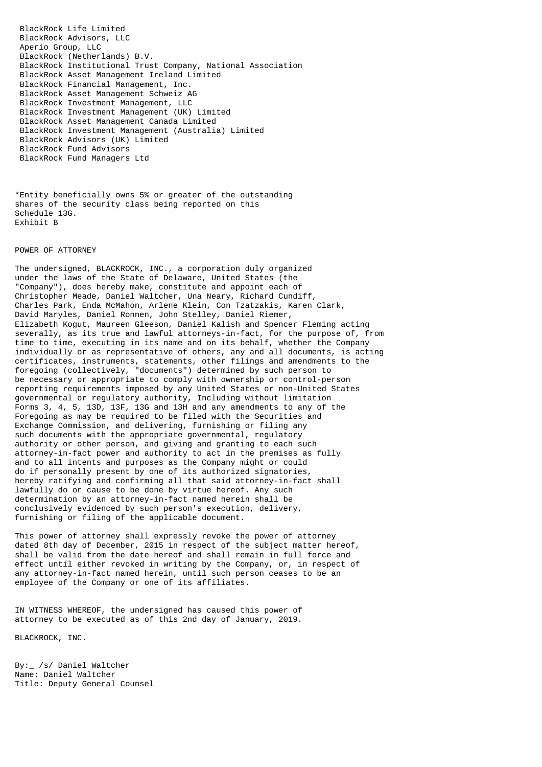BlackRock Life Limited
BlackRock Advisors, LLC
Aperio Group, LLC
BlackRock (Netherlands) B.V.
BlackRock Institutional Trust Company, National Association
BlackRock Asset Management Ireland Limited
BlackRock Financial Management, Inc.
BlackRock Asset Management Schweiz AG
BlackRock Investment Management, LLC
BlackRock Investment Management (UK) Limited
BlackRock Asset Management Canada Limited
BlackRock Investment Management (Australia) Limited
BlackRock Advisors (UK) Limited
BlackRock Fund Advisors
BlackRock Fund Managers Ltd

*Entity beneficially owns 5% or greater of the outstanding shares of the security class being reported on this Schedule 13G.

Exhibit B

POWER OF ATTORNEY

The undersigned, BLACKROCK, INC., a corporation duly organized under the laws of the State of Delaware, United States (the "Company"), does hereby make, constitute and appoint each of Christopher Meade, Daniel Waltcher, Una Neary, Richard Cundiff, Charles Park, Enda McMahon, Arlene Klein, Con Tzatzakis, Karen Clark, David Maryles, Daniel Ronnen, John Stelley, Daniel Riemer, Elizabeth Kogut, Maureen Gleeson, Daniel Kalish and Spencer Fleming acting severally, as its true and lawful attorneys-in-fact, for the purpose of, from time to time, executing in its name and on its behalf, whether the Company individually or as representative of others, any and all documents, is acting certificates, instruments, statements, other filings and amendments to the foregoing (collectively, "documents") determined by such person to be necessary or appropriate to comply with ownership or control-person reporting requirements imposed by any United States or non-United States governmental or regulatory authority, Including without limitation Forms 3, 4, 5, 13D, 13F, 13G and 13H and any amendments to any of the Foregoing as may be required to be filed with the Securities and Exchange Commission, and delivering, furnishing or filing any such documents with the appropriate governmental, regulatory authority or other person, and giving and granting to each such attorney-in-fact power and authority to act in the premises as fully and to all intents and purposes as the Company might or could do if personally present by one of its authorized signatories, hereby ratifying and confirming all that said attorney-in-fact shall lawfully do or cause to be done by virtue hereof. Any such determination by an attorney-in-fact named herein shall be conclusively evidenced by such person's execution, delivery, furnishing or filing of the applicable document.

This power of attorney shall expressly revoke the power of attorney dated 8th day of December, 2015 in respect of the subject matter hereof, shall be valid from the date hereof and shall remain in full force and effect until either revoked in writing by the Company, or, in respect of any attorney-in-fact named herein, until such person ceases to be an employee of the Company or one of its affiliates.

IN WITNESS WHEREOF, the undersigned has caused this power of attorney to be executed as of this 2nd day of January, 2019.

BLACKROCK, INC.

By:_ /s/ Daniel Waltcher
Name: Daniel Waltcher
Title: Deputy General Counsel